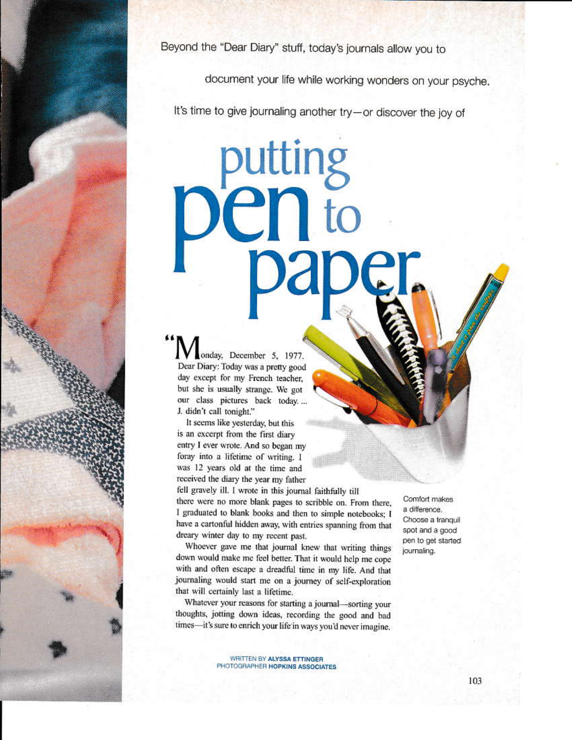Beyond the "Dear Diary" stuff, today's journals allow you to document your life while working wonders on your psyche. It's time to give journaling another try—or discover the joy of

# putting pen to paper

"Monday, December 5, 1977. Dear Diary: Today was a pretty good day except for my French teacher, but she is usually strange. We got our class pictures back today. ... J. didn't call tonight."

It seems like yesterday, but this is an excerpt from the first diary entry I ever wrote. And so began my foray into a lifetime of writing. I was 12 years old at the time and received the diary the year my father fell gravely ill. I wrote in this journal faithfully till there were no more blank pages to scribble on. From there, I graduated to blank books and then to simple notebooks; I have a cartonful hidden away, with entries spanning from that dreary winter day to my recent past.

Whoever gave me that journal knew that writing things down would make me feel better. That it would help me cope with and often escape a dreadful time in my life. And that journaling would start me on a journey of self-exploration that will certainly last a lifetime.

Whatever your reasons for starting a journal—sorting your thoughts, jotting down ideas, recording the good and bad times—it's sure to enrich your life in ways you'd never imagine.

Comfort makes a difference. Choose a tranquil spot and a good pen to get started journaling.

WRITTEN BY **ALYSSA ETTINGER**
PHOTOGRAPHER **HOPKINS ASSOCIATES**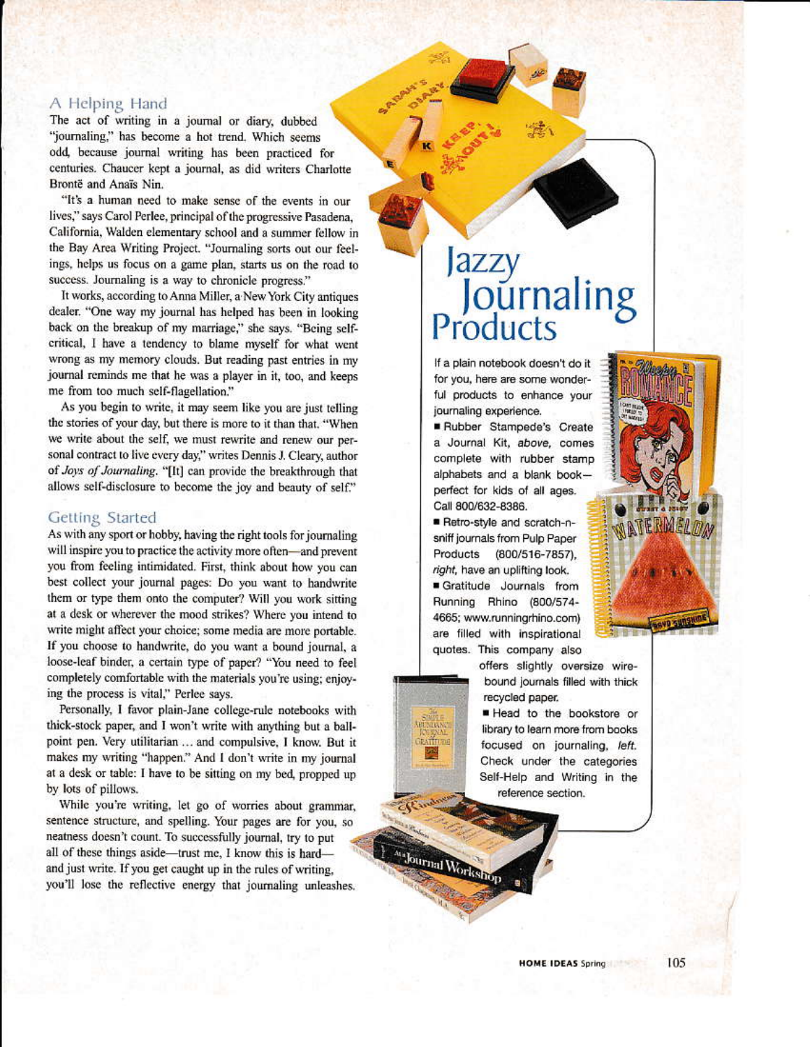## A Helping Hand

The act of writing in a journal or diary, dubbed "journaling," has become a hot trend. Which seems odd, because journal writing has been practiced for centuries. Chaucer kept a journal, as did writers Charlotte Brontë and Anaïs Nin.

"It's a human need to make sense of the events in our lives," says Carol Perlee, principal of the progressive Pasadena, California, Walden elementary school and a summer fellow in the Bay Area Writing Project. "Journaling sorts out our feelings, helps us focus on a game plan, starts us on the road to success. Journaling is a way to chronicle progress."

It works, according to Anna Miller, a New York City antiques dealer. "One way my journal has helped has been in looking back on the breakup of my marriage," she says. "Being self-critical, I have a tendency to blame myself for what went wrong as my memory clouds. But reading past entries in my journal reminds me that he was a player in it, too, and keeps me from too much self-flagellation."

As you begin to write, it may seem like you are just telling the stories of your day, but there is more to it than that. "When we write about the self, we must rewrite and renew our personal contract to live every day," writes Dennis J. Cleary, author of *Joys of Journaling*. "[It] can provide the breakthrough that allows self-disclosure to become the joy and beauty of self."

## Getting Started

As with any sport or hobby, having the right tools for journaling will inspire you to practice the activity more often—and prevent you from feeling intimidated. First, think about how you can best collect your journal pages: Do you want to handwrite them or type them onto the computer? Will you work sitting at a desk or wherever the mood strikes? Where you intend to write might affect your choice; some media are more portable. If you choose to handwrite, do you want a bound journal, a loose-leaf binder, a certain type of paper? "You need to feel completely comfortable with the materials you're using; enjoying the process is vital," Perlee says.

Personally, I favor plain-Jane college-rule notebooks with thick-stock paper, and I won't write with anything but a ballpoint pen. Very utilitarian ... and compulsive, I know. But it makes my writing "happen." And I don't write in my journal at a desk or table: I have to be sitting on my bed, propped up by lots of pillows.

While you're writing, let go of worries about grammar, sentence structure, and spelling. Your pages are for you, so neatness doesn't count. To successfully journal, try to put all of these things aside—trust me, I know this is hard—and just write. If you get caught up in the rules of writing, you'll lose the reflective energy that journaling unleashes.

# Jazzy Journaling Products

If a plain notebook doesn't do it for you, here are some wonderful products to enhance your journaling experience.

- Rubber Stampede's Create a Journal Kit, *above*, comes complete with rubber stamp alphabets and a blank book—perfect for kids of all ages. Call 800/632-8386.
- Retro-style and scratch-n-sniff journals from Pulp Paper Products (800/516-7857), *right*, have an uplifting look.
- Gratitude Journals from Running Rhino (800/574-4665; www.runningrhino.com) are filled with inspirational quotes. This company also offers slightly oversize wire-bound journals filled with thick recycled paper.
- Head to the bookstore or library to learn more from books focused on journaling, *left*. Check under the categories Self-Help and Writing in the reference section.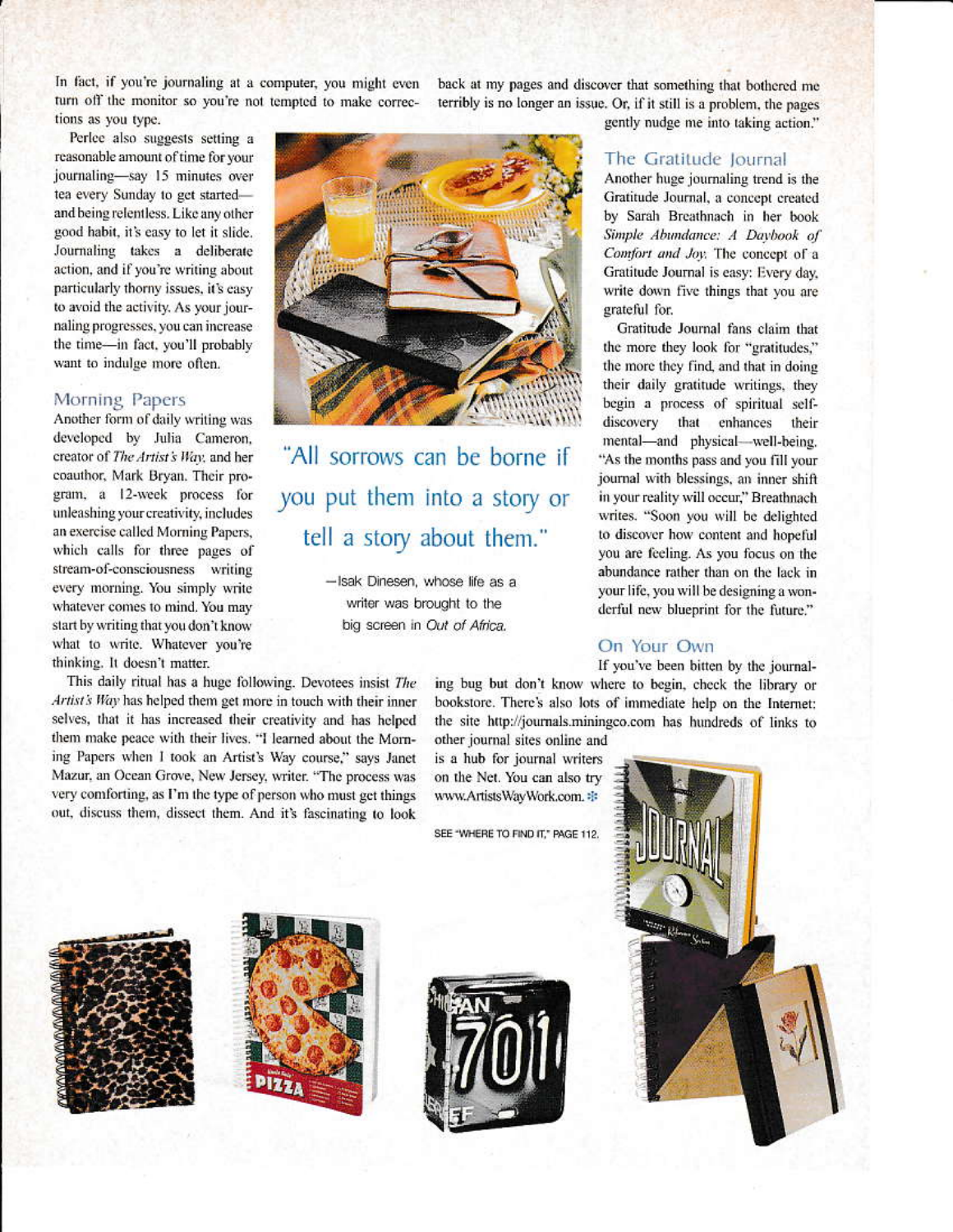In fact, if you're journaling at a computer, you might even turn off the monitor so you're not tempted to make corrections as you type.

Perlee also suggests setting a reasonable amount of time for your journaling—say 15 minutes over tea every Sunday to get started—and being relentless. Like any other good habit, it's easy to let it slide. Journaling takes a deliberate action, and if you're writing about particularly thorny issues, it's easy to avoid the activity. As your journaling progresses, you can increase the time—in fact, you'll probably want to indulge more often.

## Morning Papers

Another form of daily writing was developed by Julia Cameron, creator of *The Artist's Way*, and her coauthor, Mark Bryan. Their program, a 12-week process for unleashing your creativity, includes an exercise called Morning Papers, which calls for three pages of stream-of-consciousness writing every morning. You simply write whatever comes to mind. You may start by writing that you don't know what to write. Whatever you're thinking. It doesn't matter.

This daily ritual has a huge following. Devotees insist *The Artist's Way* has helped them get more in touch with their inner selves, that it has increased their creativity and has helped them make peace with their lives. "I learned about the Morning Papers when I took an Artist's Way course," says Janet Mazur, an Ocean Grove, New Jersey, writer. "The process was very comforting, as I'm the type of person who must get things out, discuss them, dissect them. And it's fascinating to look back at my pages and discover that something that bothered me terribly is no longer an issue. Or, if it still is a problem, the pages gently nudge me into taking action."

> "All sorrows can be borne if you put them into a story or tell a story about them."
>
> —Isak Dinesen, whose life as a writer was brought to the big screen in *Out of Africa*.

## The Gratitude Journal

Another huge journaling trend is the Gratitude Journal, a concept created by Sarah Breathnach in her book *Simple Abundance: A Daybook of Comfort and Joy*. The concept of a Gratitude Journal is easy: Every day, write down five things that you are grateful for.

Gratitude Journal fans claim that the more they look for "gratitudes," the more they find, and that in doing their daily gratitude writings, they begin a process of spiritual self-discovery that enhances their mental—and physical—well-being. "As the months pass and you fill your journal with blessings, an inner shift in your reality will occur," Breathnach writes. "Soon you will be delighted to discover how content and hopeful you are feeling. As you focus on the abundance rather than on the lack in your life, you will be designing a wonderful new blueprint for the future."

## On Your Own

If you've been bitten by the journaling bug but don't know where to begin, check the library or bookstore. There's also lots of immediate help on the Internet: the site http://journals.miningco.com has hundreds of links to other journal sites online and is a hub for journal writers on the Net. You can also try www.ArtistsWayWork.com.

SEE "WHERE TO FIND IT," PAGE 112.